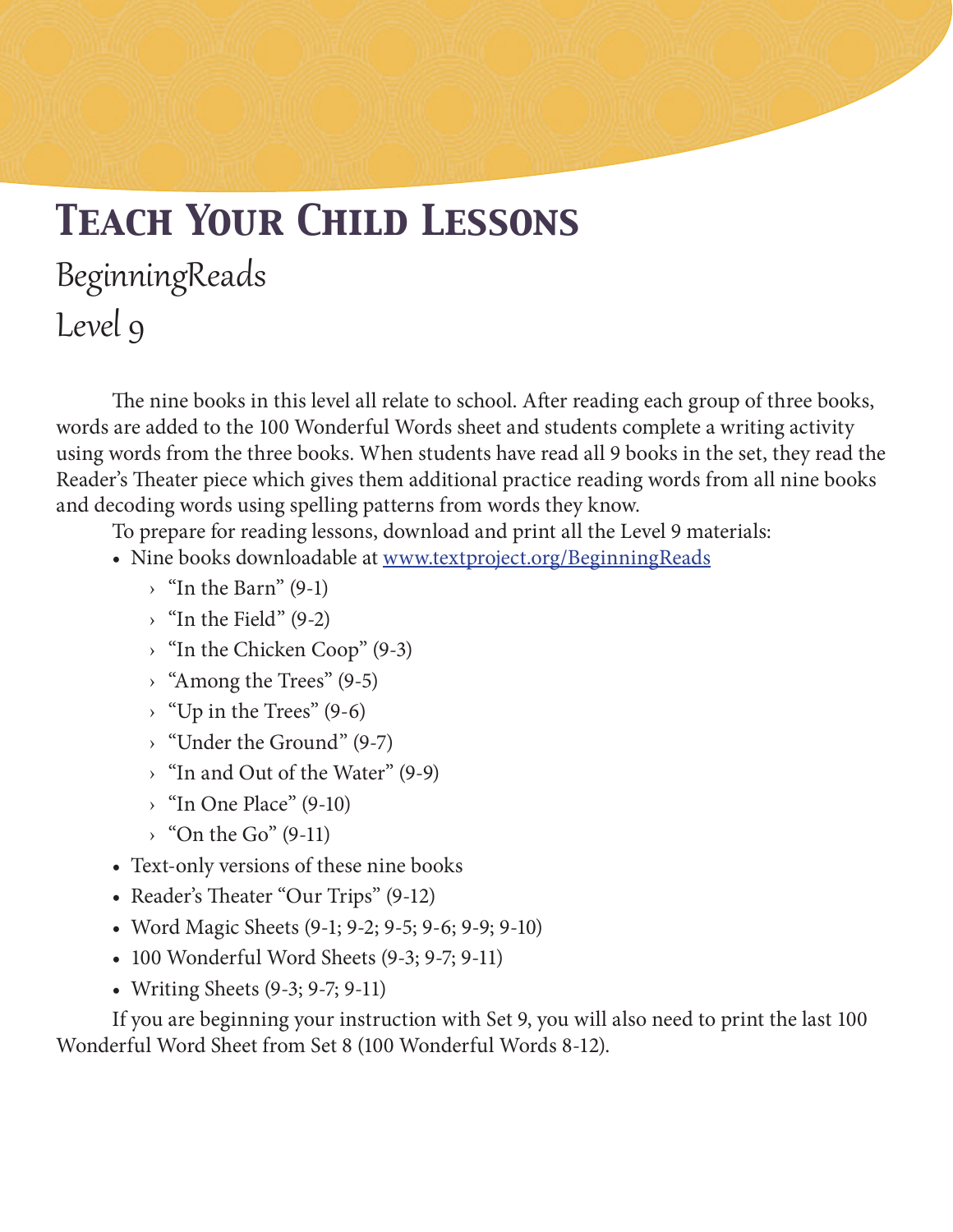# Teach Your Child Lessons

## BeginningReads

## Level 9

The nine books in this level all relate to school. After reading each group of three books, words are added to the 100 Wonderful Words sheet and students complete a writing activity using words from the three books. When students have read all 9 books in the set, they read the Reader's Theater piece which gives them additional practice reading words from all nine books and decoding words using spelling patterns from words they know.

To prepare for reading lessons, download and print all the Level 9 materials:

- Nine books downloadable at [www.textproject.org/BeginningReads](http://www.textproject.org/BeginningReads)
    - "In the Barn" (9-1)
    - "In the Field" (9-2)
    - "In the Chicken Coop" (9-3)
    - "Among the Trees" (9-5)
    - "Up in the Trees" (9-6)
    - "Under the Ground" (9-7)
    - "In and Out of the Water" (9-9)
    - "In One Place" (9-10)
    - "On the Go" (9-11)
- Text-only versions of these nine books
- Reader's Theater "Our Trips" (9-12)
- Word Magic Sheets (9-1; 9-2; 9-5; 9-6; 9-9; 9-10)
- 100 Wonderful Word Sheets (9-3; 9-7; 9-11)
- Writing Sheets (9-3; 9-7; 9-11)

If you are beginning your instruction with Set 9, you will also need to print the last 100 Wonderful Word Sheet from Set 8 (100 Wonderful Words 8-12).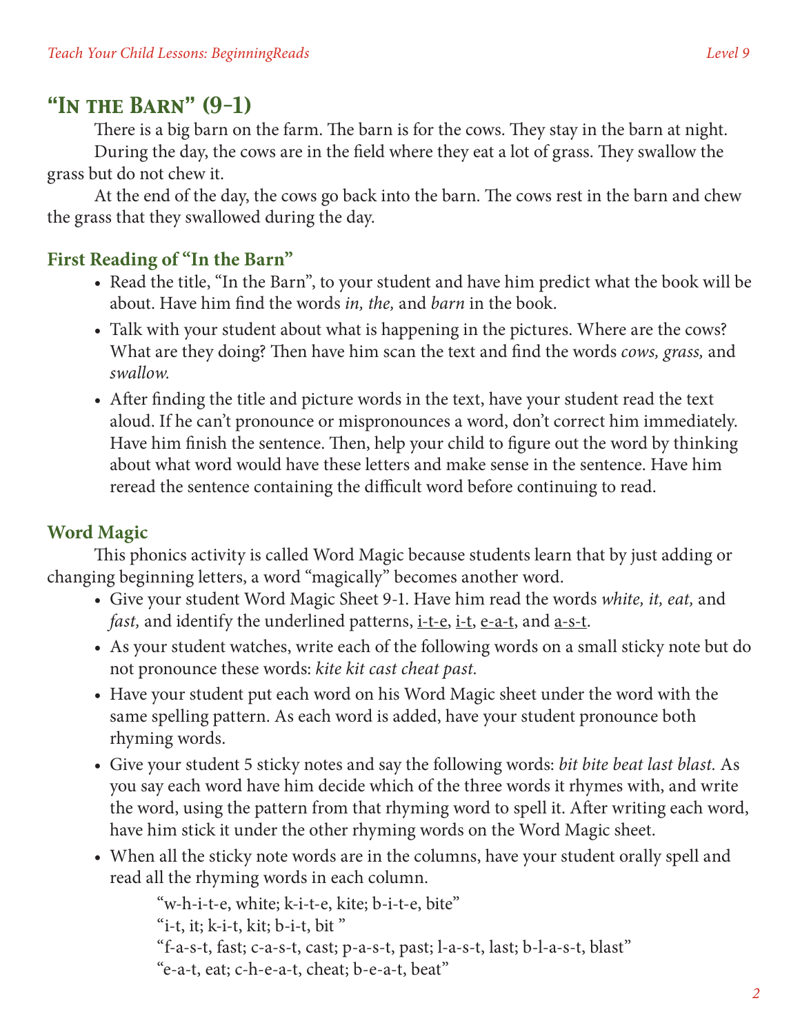## "In the Barn" (9-1)

There is a big barn on the farm. The barn is for the cows. They stay in the barn at night.

During the day, the cows are in the field where they eat a lot of grass. They swallow the grass but do not chew it.

At the end of the day, the cows go back into the barn. The cows rest in the barn and chew the grass that they swallowed during the day.

### First Reading of "In the Barn"

- Read the title, "In the Barn", to your student and have him predict what the book will be about. Have him find the words *in, the,* and *barn* in the book.
- Talk with your student about what is happening in the pictures. Where are the cows? What are they doing? Then have him scan the text and find the words *cows, grass,* and *swallow.*
- After finding the title and picture words in the text, have your student read the text aloud. If he can't pronounce or mispronounces a word, don't correct him immediately. Have him finish the sentence. Then, help your child to figure out the word by thinking about what word would have these letters and make sense in the sentence. Have him reread the sentence containing the difficult word before continuing to read.

### Word Magic

This phonics activity is called Word Magic because students learn that by just adding or changing beginning letters, a word "magically" becomes another word.

- Give your student Word Magic Sheet 9-1. Have him read the words *white, it, eat,* and *fast,* and identify the underlined patterns, <u>i-t-e</u>, <u>i-t</u>, <u>e-a-t</u>, and <u>a-s-t</u>.
- As your student watches, write each of the following words on a small sticky note but do not pronounce these words: *kite kit cast cheat past.*
- Have your student put each word on his Word Magic sheet under the word with the same spelling pattern. As each word is added, have your student pronounce both rhyming words.
- Give your student 5 sticky notes and say the following words: *bit bite beat last blast.* As you say each word have him decide which of the three words it rhymes with, and write the word, using the pattern from that rhyming word to spell it. After writing each word, have him stick it under the other rhyming words on the Word Magic sheet.
- When all the sticky note words are in the columns, have your student orally spell and read all the rhyming words in each column.

  "w-h-i-t-e, white; k-i-t-e, kite; b-i-t-e, bite"
  "i-t, it; k-i-t, kit; b-i-t, bit "
  "f-a-s-t, fast; c-a-s-t, cast; p-a-s-t, past; l-a-s-t, last; b-l-a-s-t, blast"
  "e-a-t, eat; c-h-e-a-t, cheat; b-e-a-t, beat"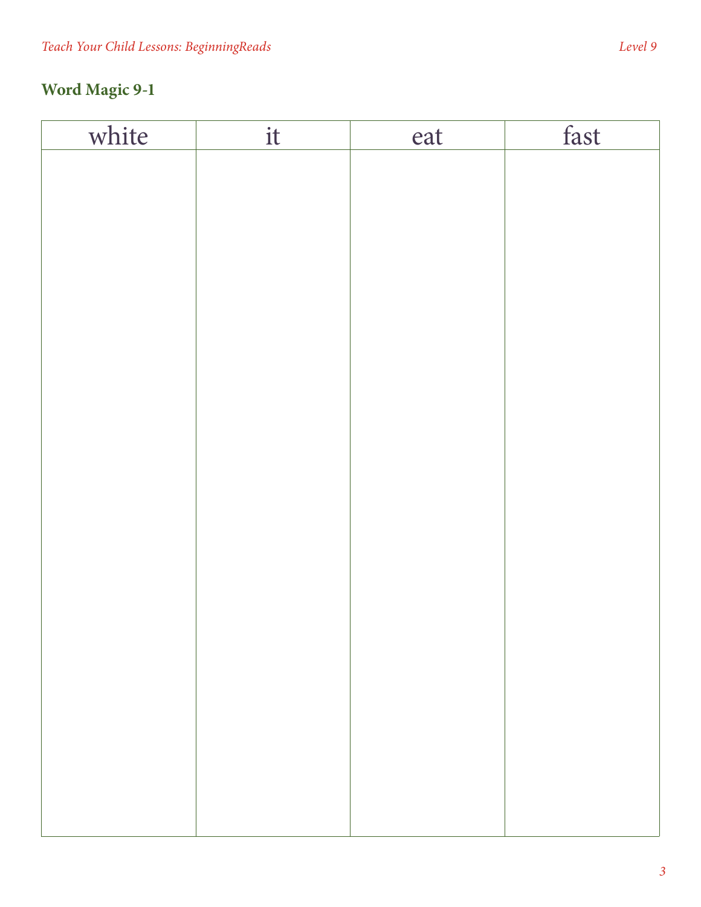## Word Magic 9-1

| white | it | eat | fast |
| --- | --- | --- | --- |
| | | | |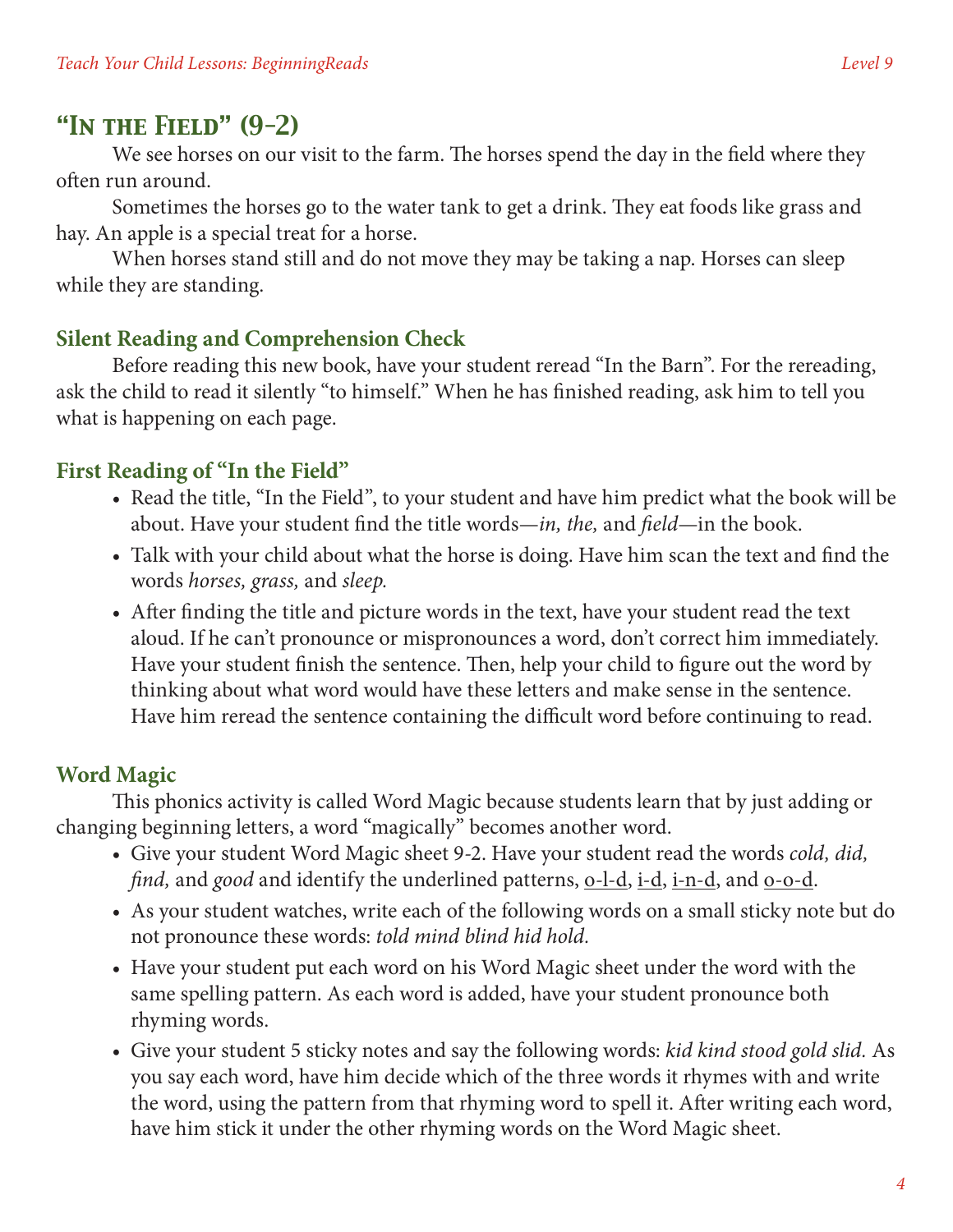## "In the Field" (9-2)

We see horses on our visit to the farm. The horses spend the day in the field where they often run around.

Sometimes the horses go to the water tank to get a drink. They eat foods like grass and hay. An apple is a special treat for a horse.

When horses stand still and do not move they may be taking a nap. Horses can sleep while they are standing.

### Silent Reading and Comprehension Check

Before reading this new book, have your student reread "In the Barn". For the rereading, ask the child to read it silently "to himself." When he has finished reading, ask him to tell you what is happening on each page.

### First Reading of "In the Field"

- Read the title, "In the Field", to your student and have him predict what the book will be about. Have your student find the title words—*in, the,* and *field*—in the book.
- Talk with your child about what the horse is doing. Have him scan the text and find the words *horses, grass,* and *sleep.*
- After finding the title and picture words in the text, have your student read the text aloud. If he can't pronounce or mispronounces a word, don't correct him immediately. Have your student finish the sentence. Then, help your child to figure out the word by thinking about what word would have these letters and make sense in the sentence. Have him reread the sentence containing the difficult word before continuing to read.

### Word Magic

This phonics activity is called Word Magic because students learn that by just adding or changing beginning letters, a word "magically" becomes another word.

- Give your student Word Magic sheet 9-2. Have your student read the words *cold, did, find,* and *good* and identify the underlined patterns, <u>o-l-d</u>, <u>i-d</u>, <u>i-n-d</u>, and <u>o-o-d</u>.
- As your student watches, write each of the following words on a small sticky note but do not pronounce these words: *told mind blind hid hold.*
- Have your student put each word on his Word Magic sheet under the word with the same spelling pattern. As each word is added, have your student pronounce both rhyming words.
- Give your student 5 sticky notes and say the following words: *kid kind stood gold slid.* As you say each word, have him decide which of the three words it rhymes with and write the word, using the pattern from that rhyming word to spell it. After writing each word, have him stick it under the other rhyming words on the Word Magic sheet.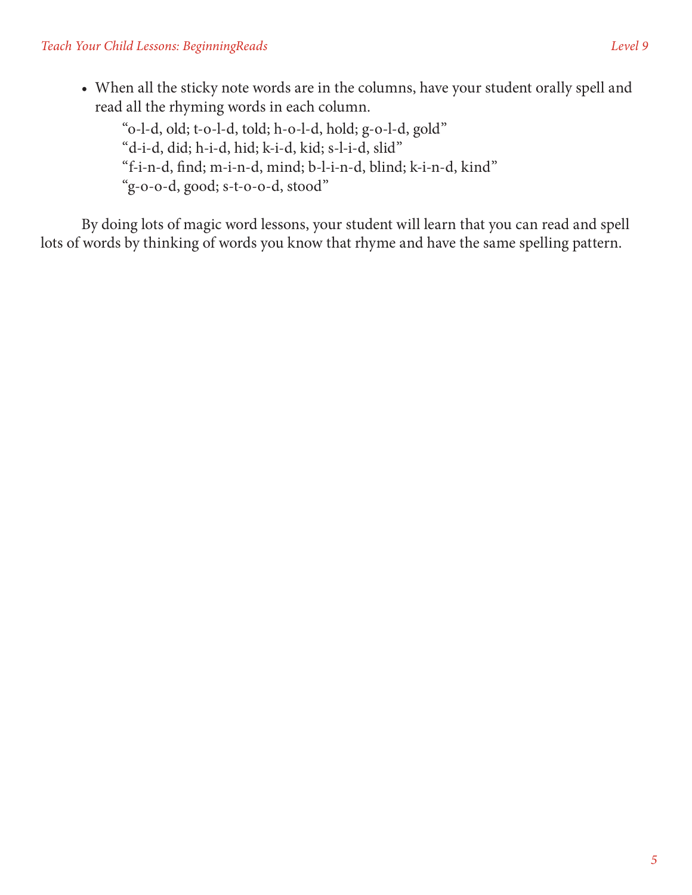- When all the sticky note words are in the columns, have your student orally spell and read all the rhyming words in each column.

  "o-l-d, old; t-o-l-d, told; h-o-l-d, hold; g-o-l-d, gold"
  "d-i-d, did; h-i-d, hid; k-i-d, kid; s-l-i-d, slid"
  "f-i-n-d, find; m-i-n-d, mind; b-l-i-n-d, blind; k-i-n-d, kind"
  "g-o-o-d, good; s-t-o-o-d, stood"

By doing lots of magic word lessons, your student will learn that you can read and spell lots of words by thinking of words you know that rhyme and have the same spelling pattern.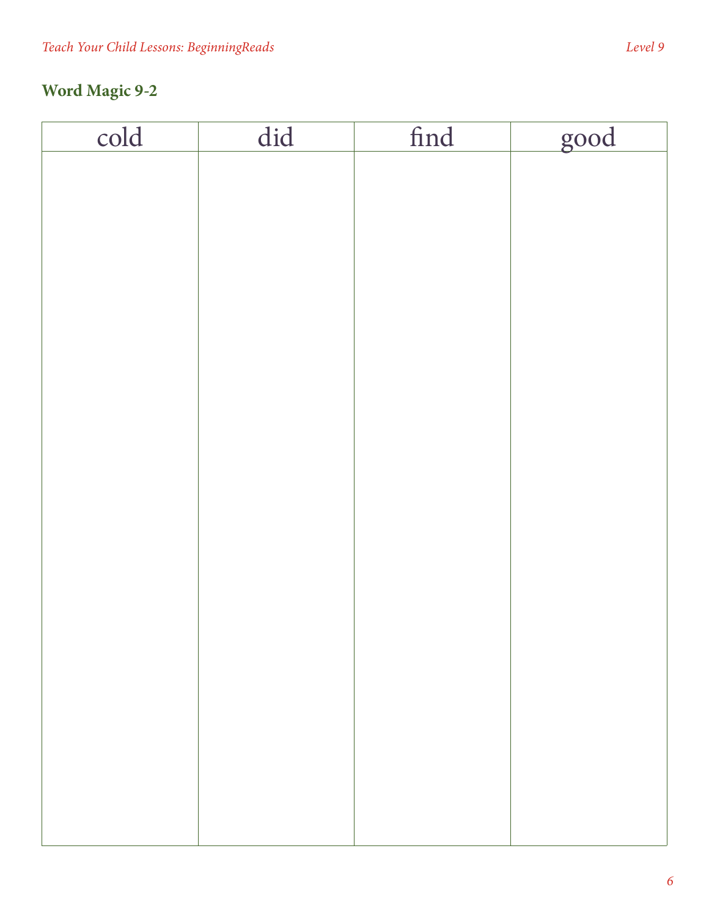## Word Magic 9-2

| cold | did | find | good |
|---|---|---|---|
| | | | |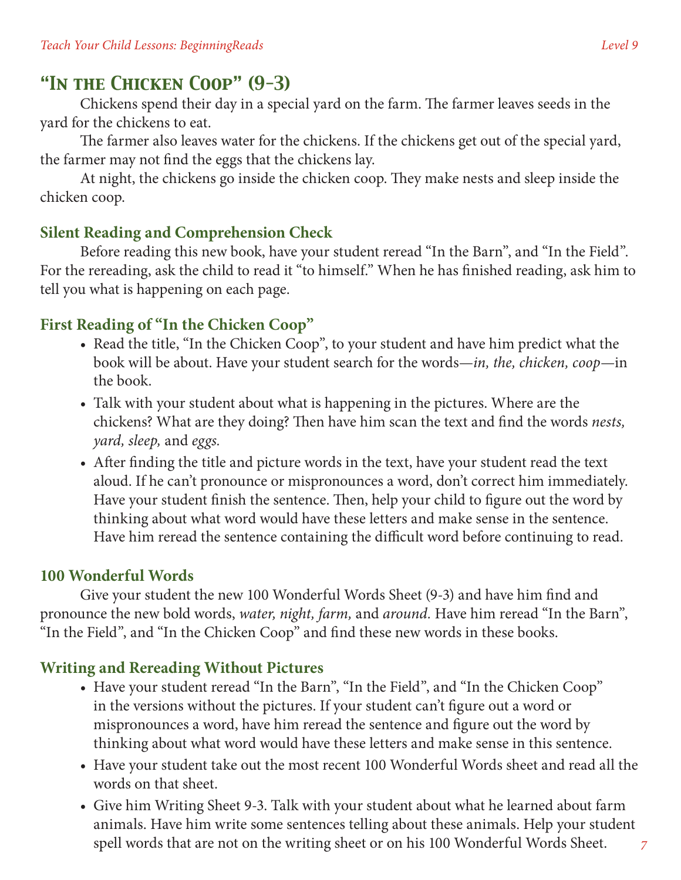## "In the Chicken Coop" (9-3)

Chickens spend their day in a special yard on the farm. The farmer leaves seeds in the yard for the chickens to eat.

The farmer also leaves water for the chickens. If the chickens get out of the special yard, the farmer may not find the eggs that the chickens lay.

At night, the chickens go inside the chicken coop. They make nests and sleep inside the chicken coop.

### Silent Reading and Comprehension Check

Before reading this new book, have your student reread "In the Barn", and "In the Field". For the rereading, ask the child to read it "to himself." When he has finished reading, ask him to tell you what is happening on each page.

### First Reading of "In the Chicken Coop"

- Read the title, "In the Chicken Coop", to your student and have him predict what the book will be about. Have your student search for the words—*in, the, chicken, coop*—in the book.
- Talk with your student about what is happening in the pictures. Where are the chickens? What are they doing? Then have him scan the text and find the words *nests, yard, sleep,* and *eggs.*
- After finding the title and picture words in the text, have your student read the text aloud. If he can't pronounce or mispronounces a word, don't correct him immediately. Have your student finish the sentence. Then, help your child to figure out the word by thinking about what word would have these letters and make sense in the sentence. Have him reread the sentence containing the difficult word before continuing to read.

### 100 Wonderful Words

Give your student the new 100 Wonderful Words Sheet (9-3) and have him find and pronounce the new bold words, *water, night, farm,* and *around*. Have him reread "In the Barn", "In the Field", and "In the Chicken Coop" and find these new words in these books.

### Writing and Rereading Without Pictures

- Have your student reread "In the Barn", "In the Field", and "In the Chicken Coop" in the versions without the pictures. If your student can't figure out a word or mispronounces a word, have him reread the sentence and figure out the word by thinking about what word would have these letters and make sense in this sentence.
- Have your student take out the most recent 100 Wonderful Words sheet and read all the words on that sheet.
- Give him Writing Sheet 9-3. Talk with your student about what he learned about farm animals. Have him write some sentences telling about these animals. Help your student spell words that are not on the writing sheet or on his 100 Wonderful Words Sheet.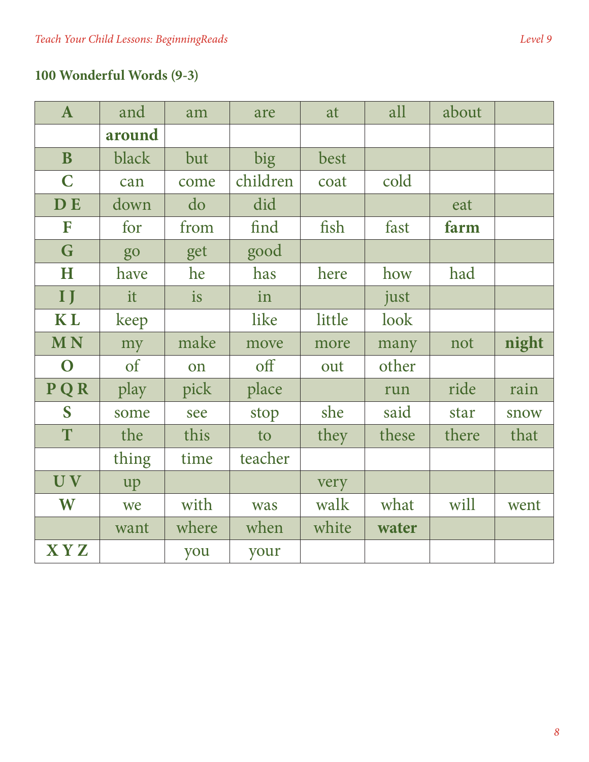## 100 Wonderful Words (9-3)

| | | | | | | | |
|---|---|---|---|---|---|---|---|
| **A** | and | am | are | at | all | about | |
| | **around** | | | | | | |
| **B** | black | but | big | best | | | |
| **C** | can | come | children | coat | cold | | |
| **D E** | down | do | did | | | eat | |
| **F** | for | from | find | fish | fast | **farm** | |
| **G** | go | get | good | | | | |
| **H** | have | he | has | here | how | had | |
| **I J** | it | is | in | | just | | |
| **K L** | keep | | like | little | look | | |
| **M N** | my | make | move | more | many | not | **night** |
| **O** | of | on | off | out | other | | |
| **P Q R** | play | pick | place | | run | ride | rain |
| **S** | some | see | stop | she | said | star | snow |
| **T** | the | this | to | they | these | there | that |
| | thing | time | teacher | | | | |
| **U V** | up | | | very | | | |
| **W** | we | with | was | walk | what | will | went |
| | want | where | when | white | **water** | | |
| **X Y Z** | | you | your | | | | |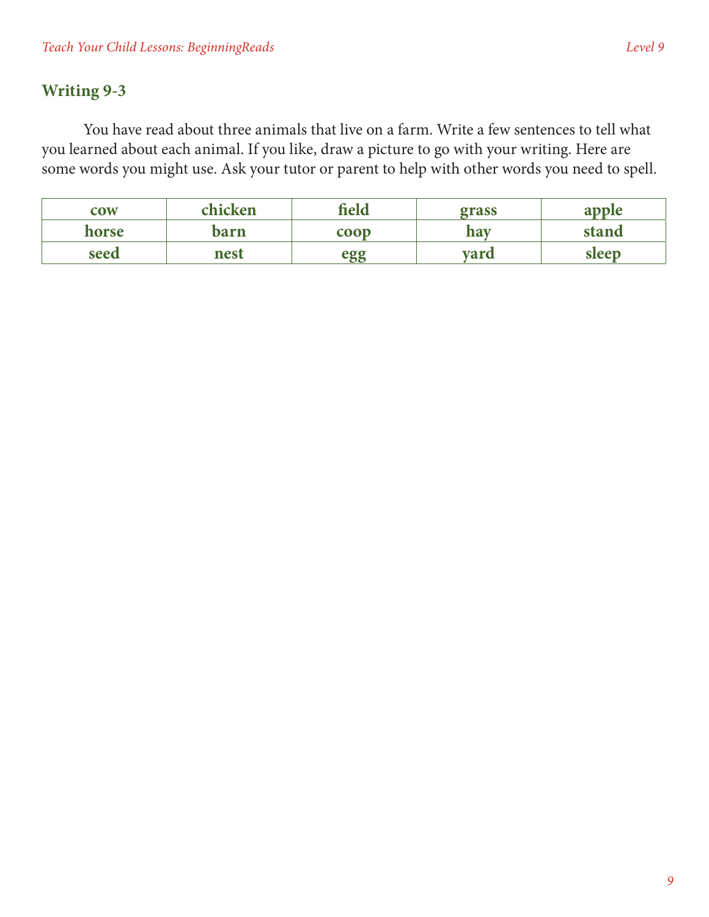## Writing 9-3

You have read about three animals that live on a farm. Write a few sentences to tell what you learned about each animal. If you like, draw a picture to go with your writing. Here are some words you might use. Ask your tutor or parent to help with other words you need to spell.

| cow | chicken | field | grass | apple |
| --- | --- | --- | --- | --- |
| horse | barn | coop | hay | stand |
| seed | nest | egg | yard | sleep |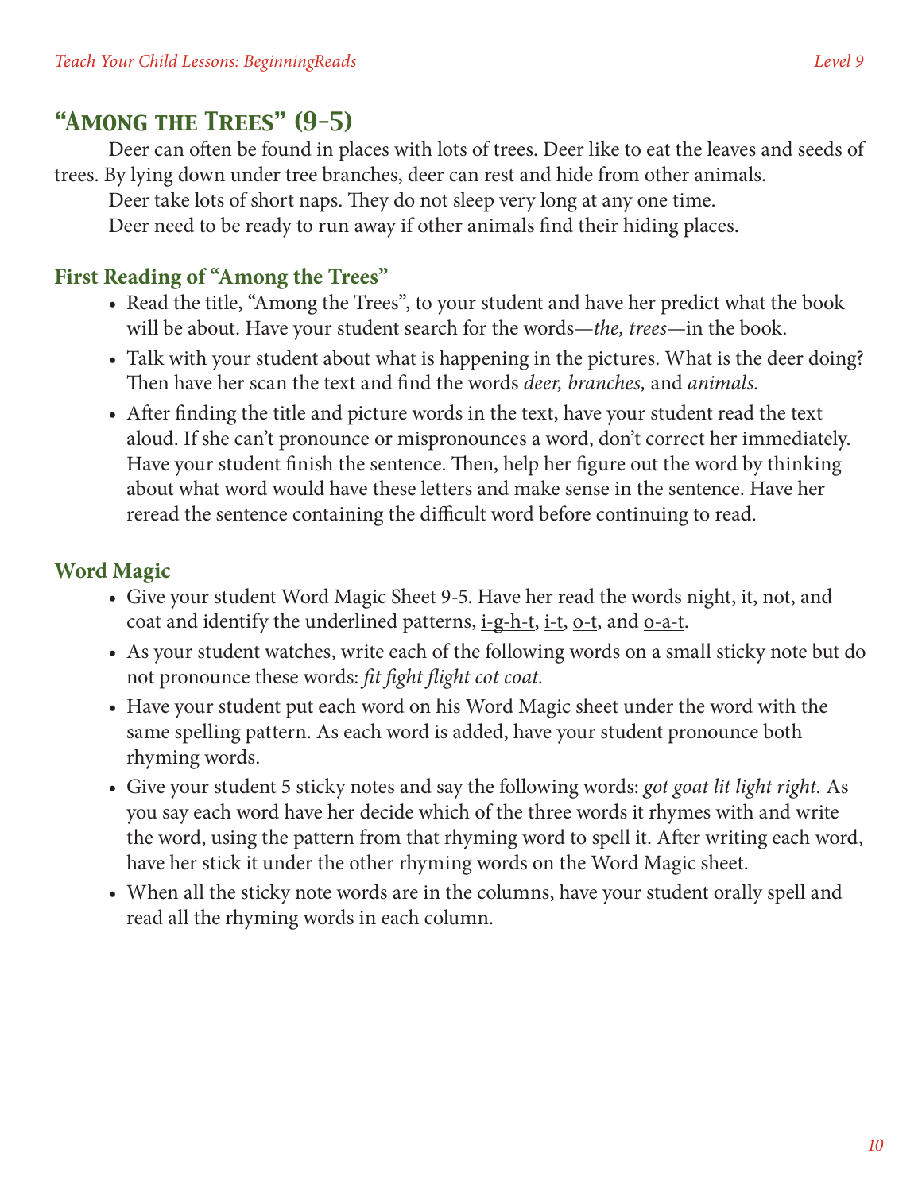## "Among the Trees" (9-5)

Deer can often be found in places with lots of trees. Deer like to eat the leaves and seeds of trees. By lying down under tree branches, deer can rest and hide from other animals.

Deer take lots of short naps. They do not sleep very long at any one time.

Deer need to be ready to run away if other animals find their hiding places.

### First Reading of "Among the Trees"

- Read the title, "Among the Trees", to your student and have her predict what the book will be about. Have your student search for the words—*the, trees*—in the book.
- Talk with your student about what is happening in the pictures. What is the deer doing? Then have her scan the text and find the words *deer, branches,* and *animals.*
- After finding the title and picture words in the text, have your student read the text aloud. If she can't pronounce or mispronounces a word, don't correct her immediately. Have your student finish the sentence. Then, help her figure out the word by thinking about what word would have these letters and make sense in the sentence. Have her reread the sentence containing the difficult word before continuing to read.

### Word Magic

- Give your student Word Magic Sheet 9-5. Have her read the words night, it, not, and coat and identify the underlined patterns, <u>i-g-h-t</u>, <u>i-t</u>, <u>o-t</u>, and <u>o-a-t</u>.
- As your student watches, write each of the following words on a small sticky note but do not pronounce these words: *fit fight flight cot coat.*
- Have your student put each word on his Word Magic sheet under the word with the same spelling pattern. As each word is added, have your student pronounce both rhyming words.
- Give your student 5 sticky notes and say the following words: *got goat lit light right.* As you say each word have her decide which of the three words it rhymes with and write the word, using the pattern from that rhyming word to spell it. After writing each word, have her stick it under the other rhyming words on the Word Magic sheet.
- When all the sticky note words are in the columns, have your student orally spell and read all the rhyming words in each column.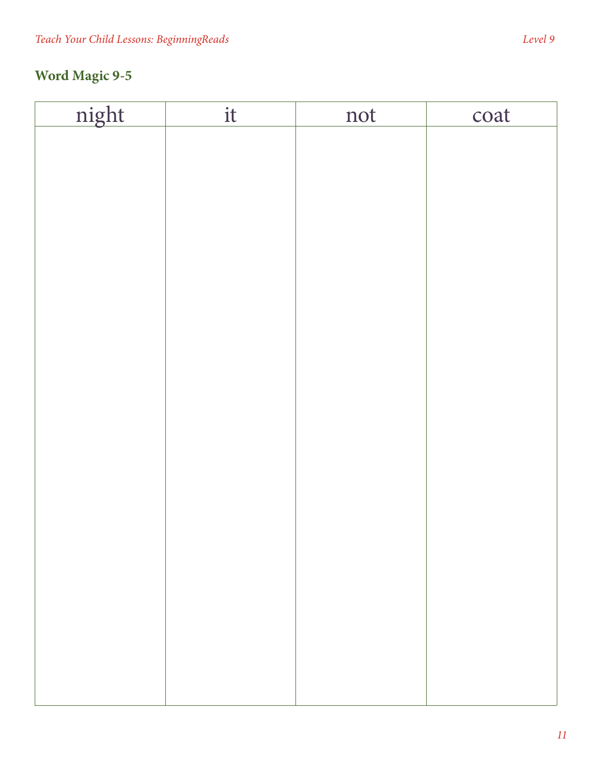## Word Magic 9-5

| night | it | not | coat |
| --- | --- | --- | --- |
| | | | |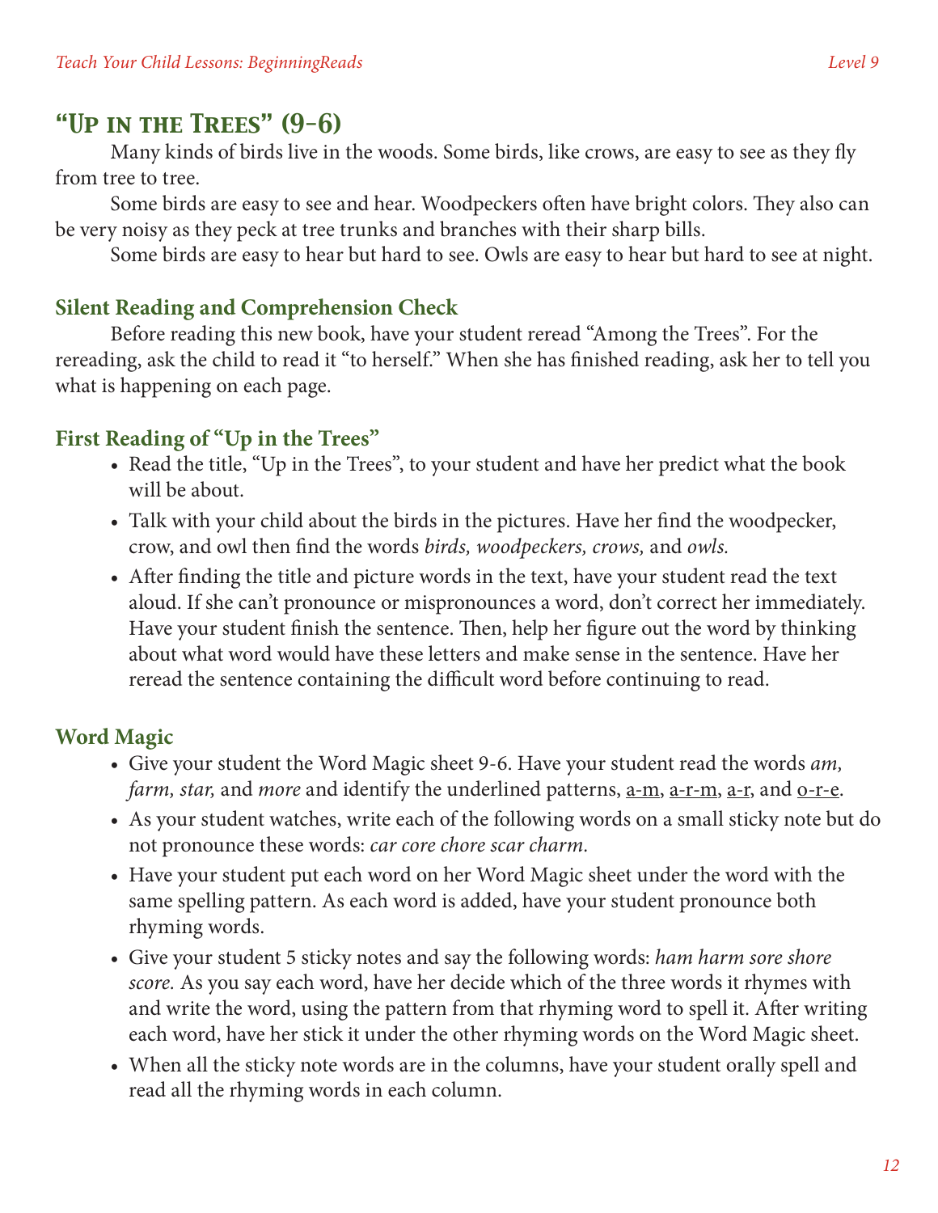## "Up in the Trees" (9-6)

Many kinds of birds live in the woods. Some birds, like crows, are easy to see as they fly from tree to tree.

Some birds are easy to see and hear. Woodpeckers often have bright colors. They also can be very noisy as they peck at tree trunks and branches with their sharp bills.

Some birds are easy to hear but hard to see. Owls are easy to hear but hard to see at night.

### Silent Reading and Comprehension Check

Before reading this new book, have your student reread "Among the Trees". For the rereading, ask the child to read it "to herself." When she has finished reading, ask her to tell you what is happening on each page.

### First Reading of "Up in the Trees"

- Read the title, "Up in the Trees", to your student and have her predict what the book will be about.
- Talk with your child about the birds in the pictures. Have her find the woodpecker, crow, and owl then find the words *birds, woodpeckers, crows,* and *owls.*
- After finding the title and picture words in the text, have your student read the text aloud. If she can't pronounce or mispronounces a word, don't correct her immediately. Have your student finish the sentence. Then, help her figure out the word by thinking about what word would have these letters and make sense in the sentence. Have her reread the sentence containing the difficult word before continuing to read.

### Word Magic

- Give your student the Word Magic sheet 9-6. Have your student read the words *am, farm, star,* and *more* and identify the underlined patterns, <u>a-m</u>, <u>a-r-m</u>, <u>a-r</u>, and <u>o-r-e</u>.
- As your student watches, write each of the following words on a small sticky note but do not pronounce these words: *car core chore scar charm.*
- Have your student put each word on her Word Magic sheet under the word with the same spelling pattern. As each word is added, have your student pronounce both rhyming words.
- Give your student 5 sticky notes and say the following words: *ham harm sore shore score.* As you say each word, have her decide which of the three words it rhymes with and write the word, using the pattern from that rhyming word to spell it. After writing each word, have her stick it under the other rhyming words on the Word Magic sheet.
- When all the sticky note words are in the columns, have your student orally spell and read all the rhyming words in each column.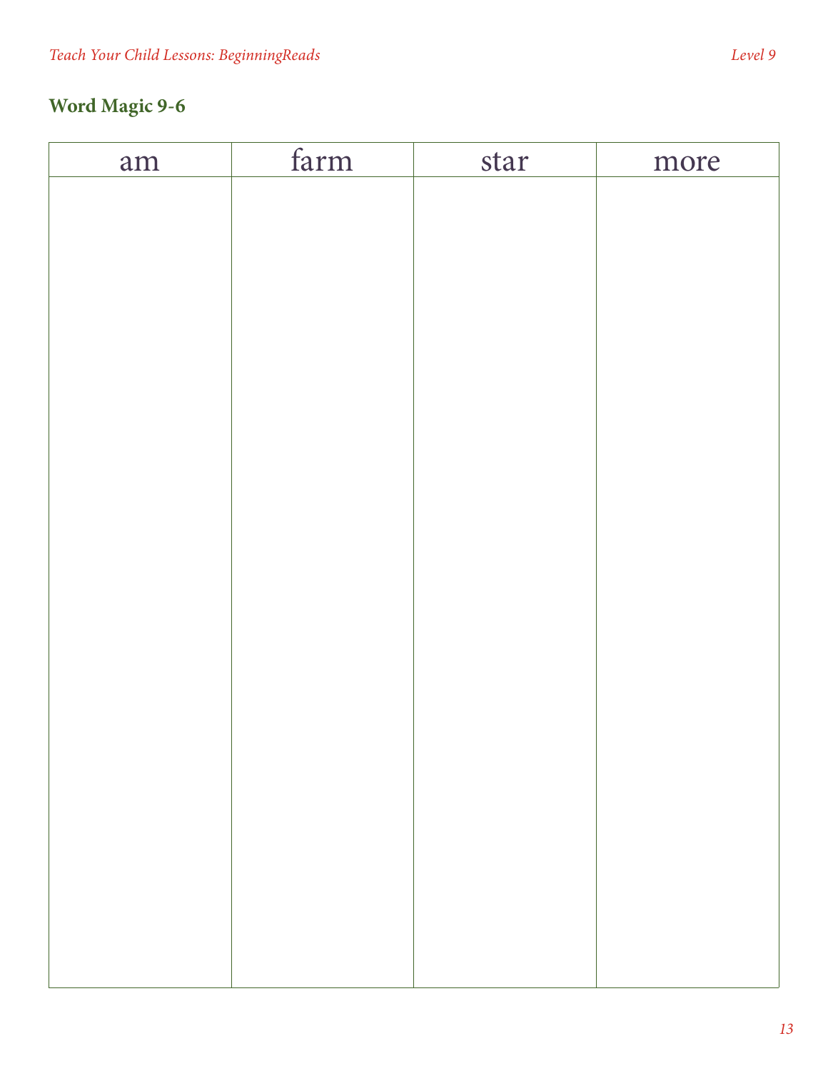## Word Magic 9-6

| am | farm | star | more |
|---|---|---|---|
| | | | |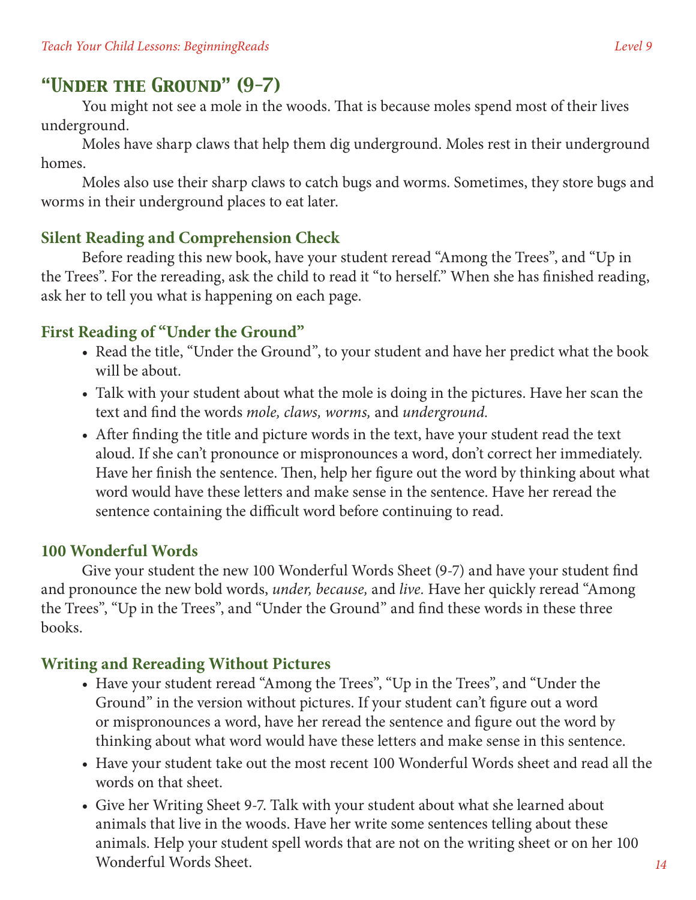## "Under the Ground" (9-7)

You might not see a mole in the woods. That is because moles spend most of their lives underground.

Moles have sharp claws that help them dig underground. Moles rest in their underground homes.

Moles also use their sharp claws to catch bugs and worms. Sometimes, they store bugs and worms in their underground places to eat later.

### Silent Reading and Comprehension Check

Before reading this new book, have your student reread "Among the Trees", and "Up in the Trees". For the rereading, ask the child to read it "to herself." When she has finished reading, ask her to tell you what is happening on each page.

### First Reading of "Under the Ground"

- Read the title, "Under the Ground", to your student and have her predict what the book will be about.
- Talk with your student about what the mole is doing in the pictures. Have her scan the text and find the words *mole, claws, worms,* and *underground.*
- After finding the title and picture words in the text, have your student read the text aloud. If she can't pronounce or mispronounces a word, don't correct her immediately. Have her finish the sentence. Then, help her figure out the word by thinking about what word would have these letters and make sense in the sentence. Have her reread the sentence containing the difficult word before continuing to read.

### 100 Wonderful Words

Give your student the new 100 Wonderful Words Sheet (9-7) and have your student find and pronounce the new bold words, *under, because,* and *live.* Have her quickly reread "Among the Trees", "Up in the Trees", and "Under the Ground" and find these words in these three books.

### Writing and Rereading Without Pictures

- Have your student reread "Among the Trees", "Up in the Trees", and "Under the Ground" in the version without pictures. If your student can't figure out a word or mispronounces a word, have her reread the sentence and figure out the word by thinking about what word would have these letters and make sense in this sentence.
- Have your student take out the most recent 100 Wonderful Words sheet and read all the words on that sheet.
- Give her Writing Sheet 9-7. Talk with your student about what she learned about animals that live in the woods. Have her write some sentences telling about these animals. Help your student spell words that are not on the writing sheet or on her 100 Wonderful Words Sheet.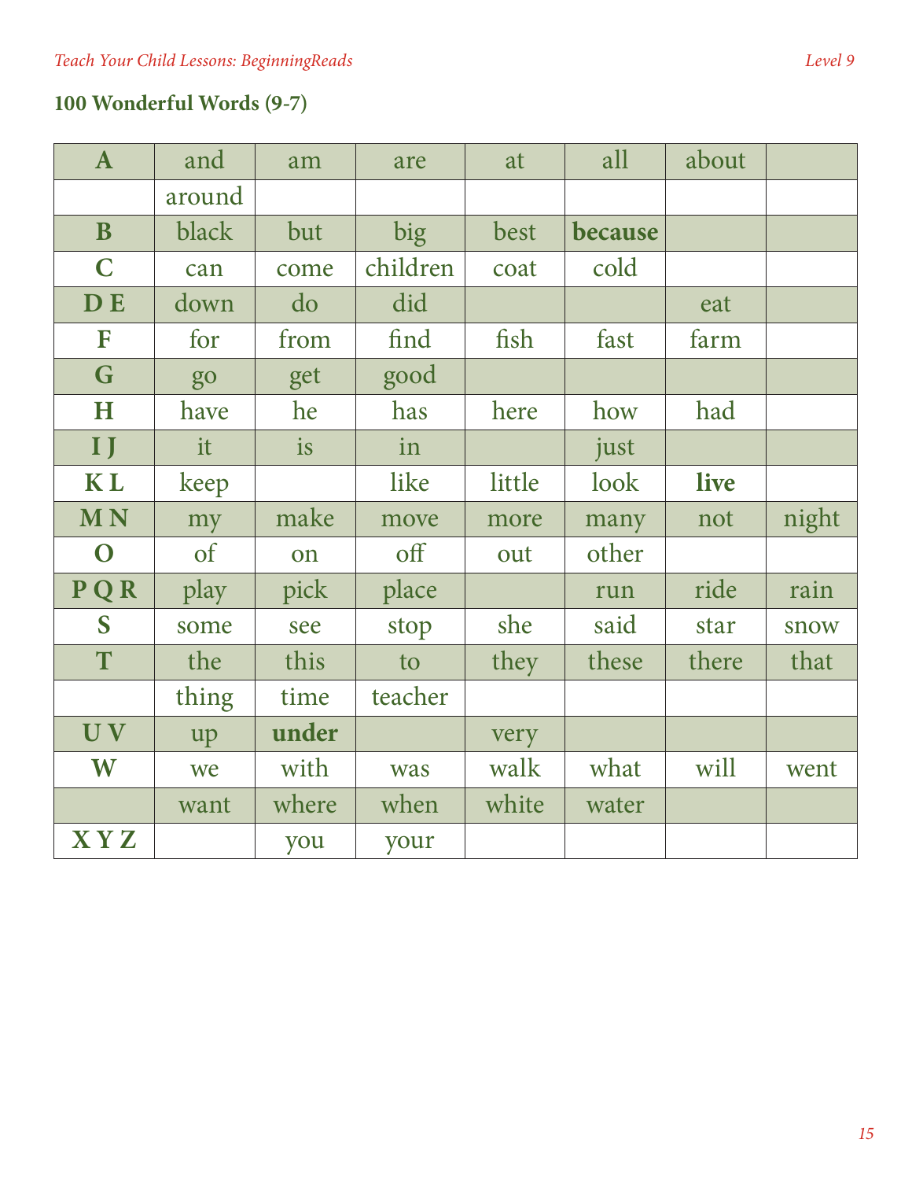## 100 Wonderful Words (9-7)

| | | | | | | | |
|---|---|---|---|---|---|---|---|
| **A** | and | am | are | at | all | about | |
| | around | | | | | | |
| **B** | black | but | big | best | **because** | | |
| **C** | can | come | children | coat | cold | | |
| **D E** | down | do | did | | | eat | |
| **F** | for | from | find | fish | fast | farm | |
| **G** | go | get | good | | | | |
| **H** | have | he | has | here | how | had | |
| **I J** | it | is | in | | just | | |
| **K L** | keep | | like | little | look | **live** | |
| **M N** | my | make | move | more | many | not | night |
| **O** | of | on | off | out | other | | |
| **P Q R** | play | pick | place | | run | ride | rain |
| **S** | some | see | stop | she | said | star | snow |
| **T** | the | this | to | they | these | there | that |
| | thing | time | teacher | | | | |
| **U V** | up | **under** | | very | | | |
| **W** | we | with | was | walk | what | will | went |
| | want | where | when | white | water | | |
| **X Y Z** | | you | your | | | | |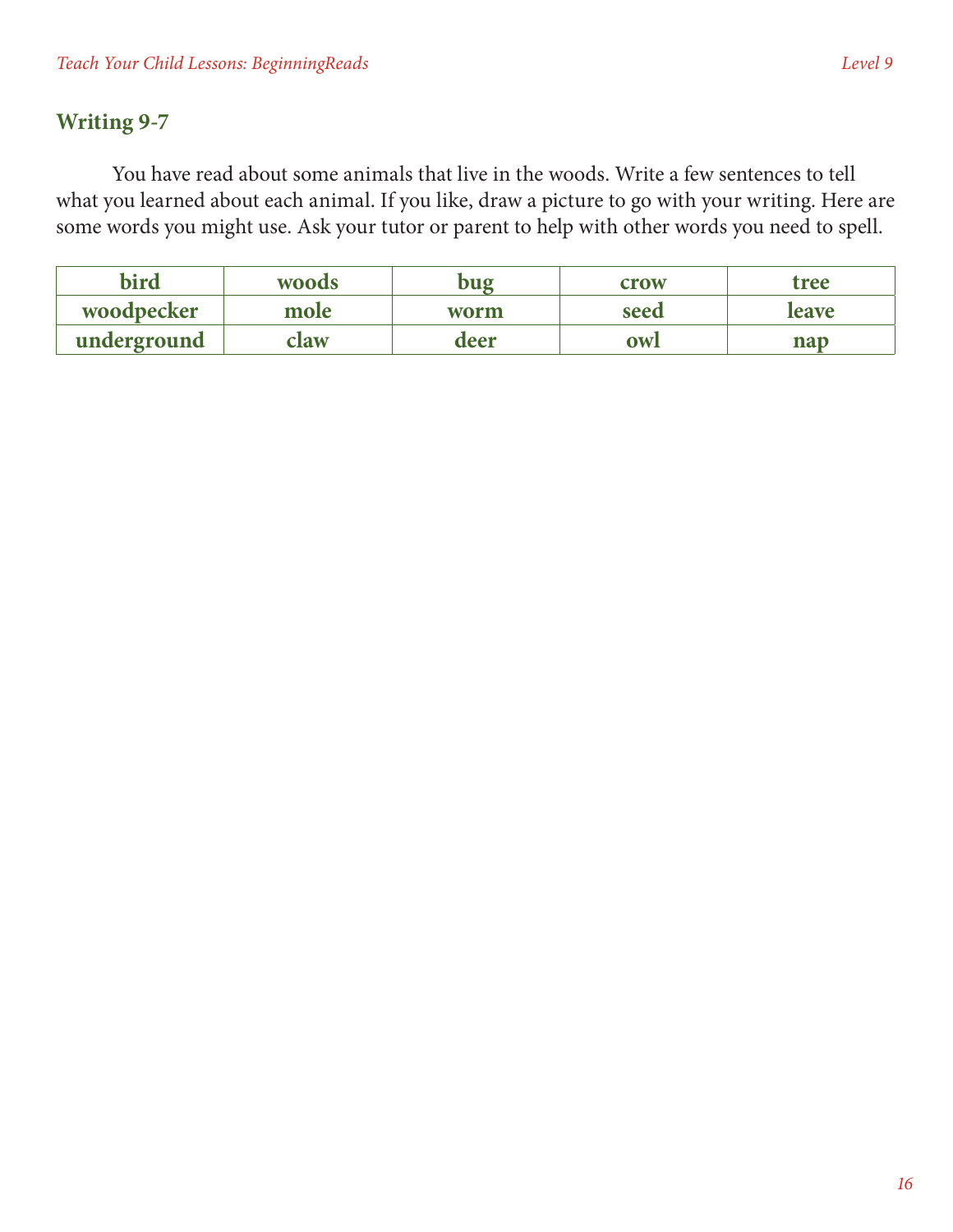## Writing 9-7

You have read about some animals that live in the woods. Write a few sentences to tell what you learned about each animal. If you like, draw a picture to go with your writing. Here are some words you might use. Ask your tutor or parent to help with other words you need to spell.

| bird | woods | bug | crow | tree |
|---|---|---|---|---|
| woodpecker | mole | worm | seed | leave |
| underground | claw | deer | owl | nap |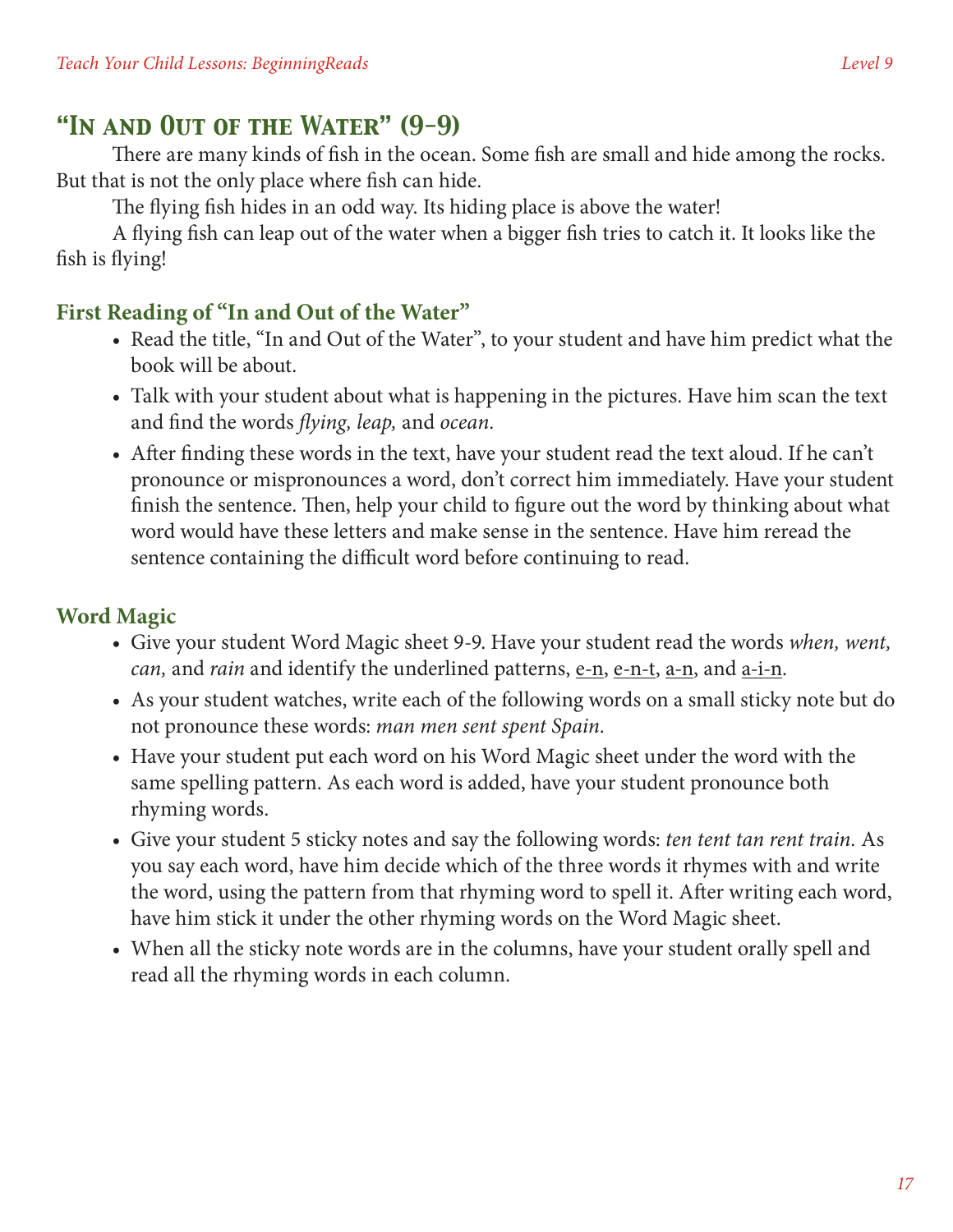## "In and Out of the Water" (9-9)

There are many kinds of fish in the ocean. Some fish are small and hide among the rocks. But that is not the only place where fish can hide.

The flying fish hides in an odd way. Its hiding place is above the water!

A flying fish can leap out of the water when a bigger fish tries to catch it. It looks like the fish is flying!

### First Reading of "In and Out of the Water"

- Read the title, "In and Out of the Water", to your student and have him predict what the book will be about.
- Talk with your student about what is happening in the pictures. Have him scan the text and find the words *flying, leap,* and *ocean.*
- After finding these words in the text, have your student read the text aloud. If he can't pronounce or mispronounces a word, don't correct him immediately. Have your student finish the sentence. Then, help your child to figure out the word by thinking about what word would have these letters and make sense in the sentence. Have him reread the sentence containing the difficult word before continuing to read.

### Word Magic

- Give your student Word Magic sheet 9-9. Have your student read the words *when, went, can,* and *rain* and identify the underlined patterns, <u>e-n</u>, <u>e-n-t</u>, <u>a-n</u>, and <u>a-i-n</u>.
- As your student watches, write each of the following words on a small sticky note but do not pronounce these words: *man men sent spent Spain.*
- Have your student put each word on his Word Magic sheet under the word with the same spelling pattern. As each word is added, have your student pronounce both rhyming words.
- Give your student 5 sticky notes and say the following words: *ten tent tan rent train.* As you say each word, have him decide which of the three words it rhymes with and write the word, using the pattern from that rhyming word to spell it. After writing each word, have him stick it under the other rhyming words on the Word Magic sheet.
- When all the sticky note words are in the columns, have your student orally spell and read all the rhyming words in each column.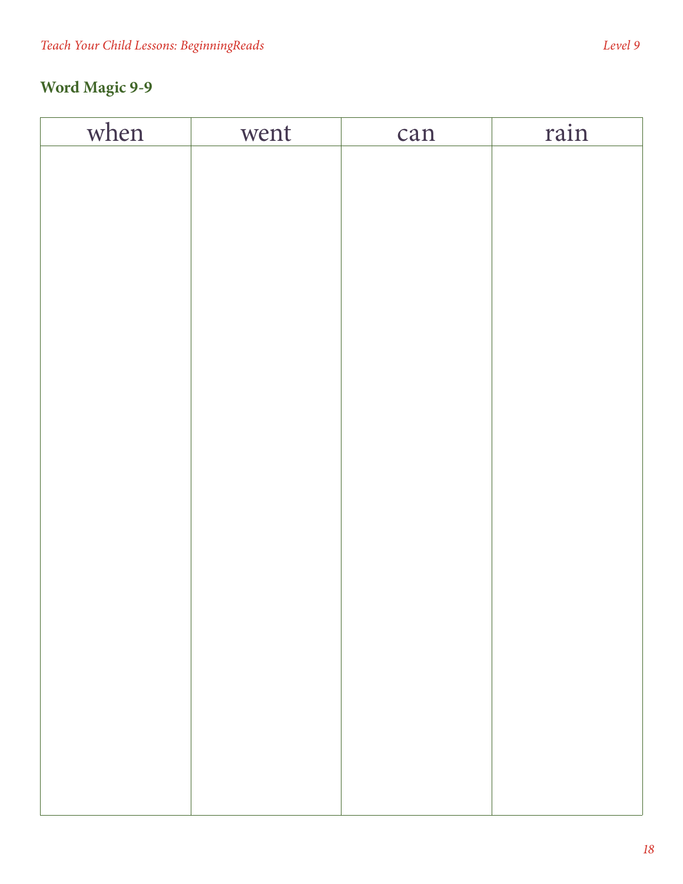## Word Magic 9-9

| when | went | can | rain |
|---|---|---|---|
| | | | |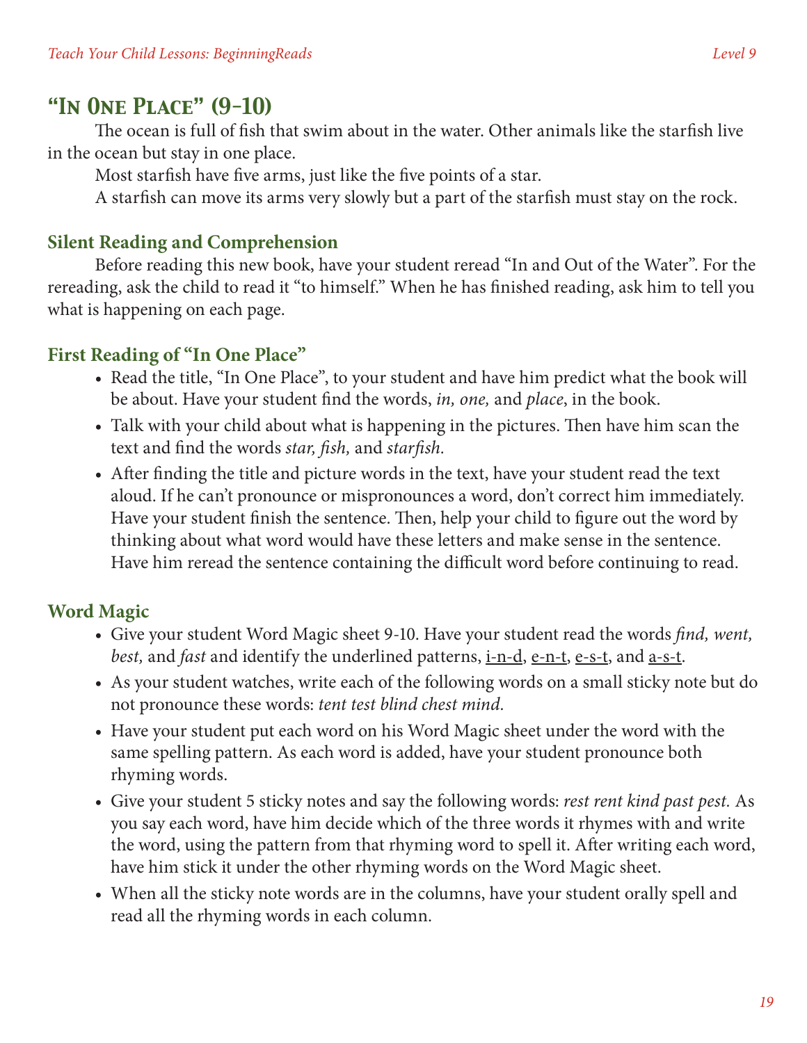## "In One Place" (9-10)

The ocean is full of fish that swim about in the water. Other animals like the starfish live in the ocean but stay in one place.

Most starfish have five arms, just like the five points of a star.

A starfish can move its arms very slowly but a part of the starfish must stay on the rock.

### Silent Reading and Comprehension

Before reading this new book, have your student reread "In and Out of the Water". For the rereading, ask the child to read it "to himself." When he has finished reading, ask him to tell you what is happening on each page.

### First Reading of "In One Place"

- Read the title, "In One Place", to your student and have him predict what the book will be about. Have your student find the words, *in, one,* and *place*, in the book.
- Talk with your child about what is happening in the pictures. Then have him scan the text and find the words *star, fish,* and *starfish.*
- After finding the title and picture words in the text, have your student read the text aloud. If he can't pronounce or mispronounces a word, don't correct him immediately. Have your student finish the sentence. Then, help your child to figure out the word by thinking about what word would have these letters and make sense in the sentence. Have him reread the sentence containing the difficult word before continuing to read.

### Word Magic

- Give your student Word Magic sheet 9-10. Have your student read the words *find, went, best,* and *fast* and identify the underlined patterns, <u>i-n-d</u>, <u>e-n-t</u>, <u>e-s-t</u>, and <u>a-s-t</u>.
- As your student watches, write each of the following words on a small sticky note but do not pronounce these words: *tent test blind chest mind.*
- Have your student put each word on his Word Magic sheet under the word with the same spelling pattern. As each word is added, have your student pronounce both rhyming words.
- Give your student 5 sticky notes and say the following words: *rest rent kind past pest.* As you say each word, have him decide which of the three words it rhymes with and write the word, using the pattern from that rhyming word to spell it. After writing each word, have him stick it under the other rhyming words on the Word Magic sheet.
- When all the sticky note words are in the columns, have your student orally spell and read all the rhyming words in each column.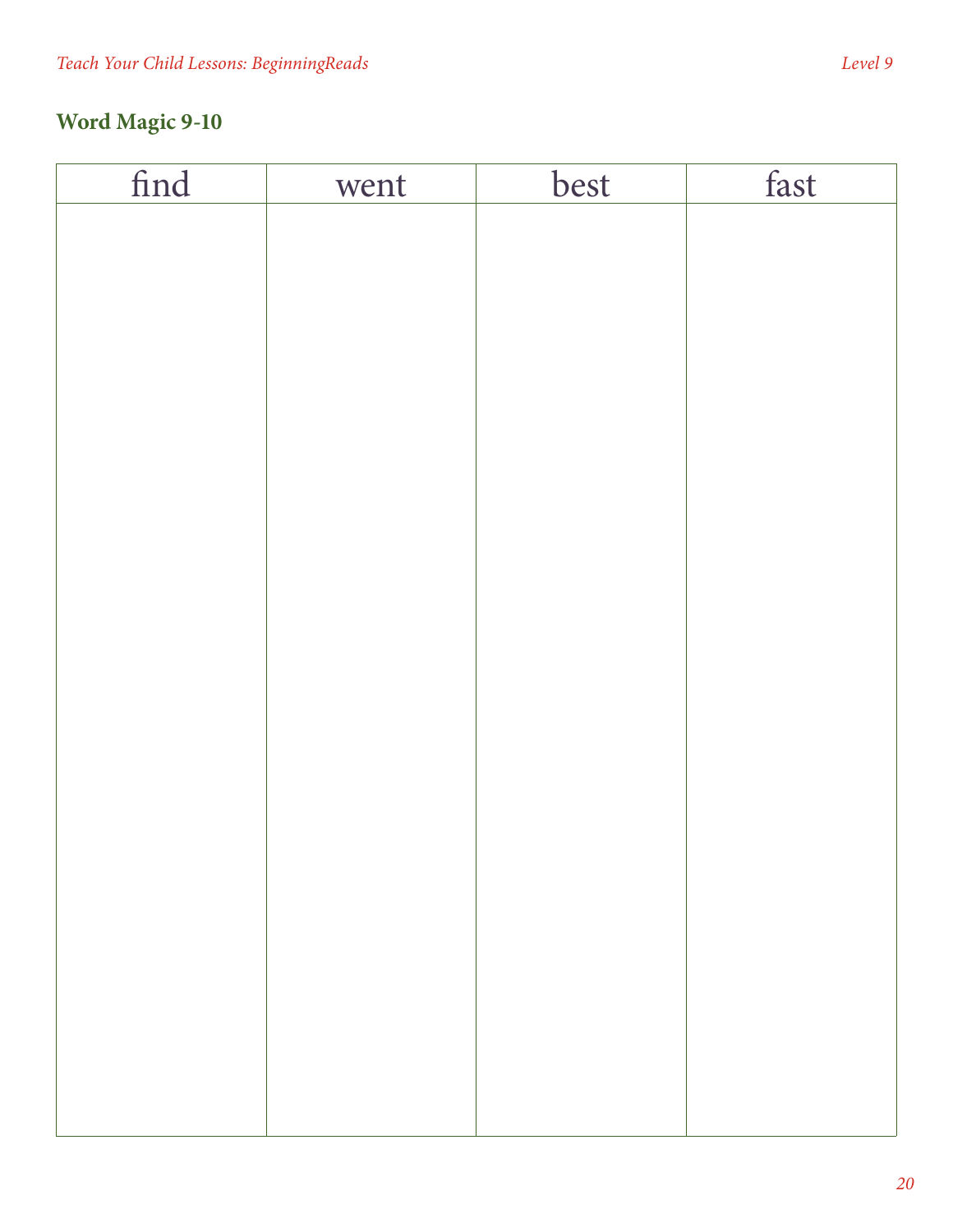## Word Magic 9-10

| find | went | best | fast |
| --- | --- | --- | --- |
| | | | |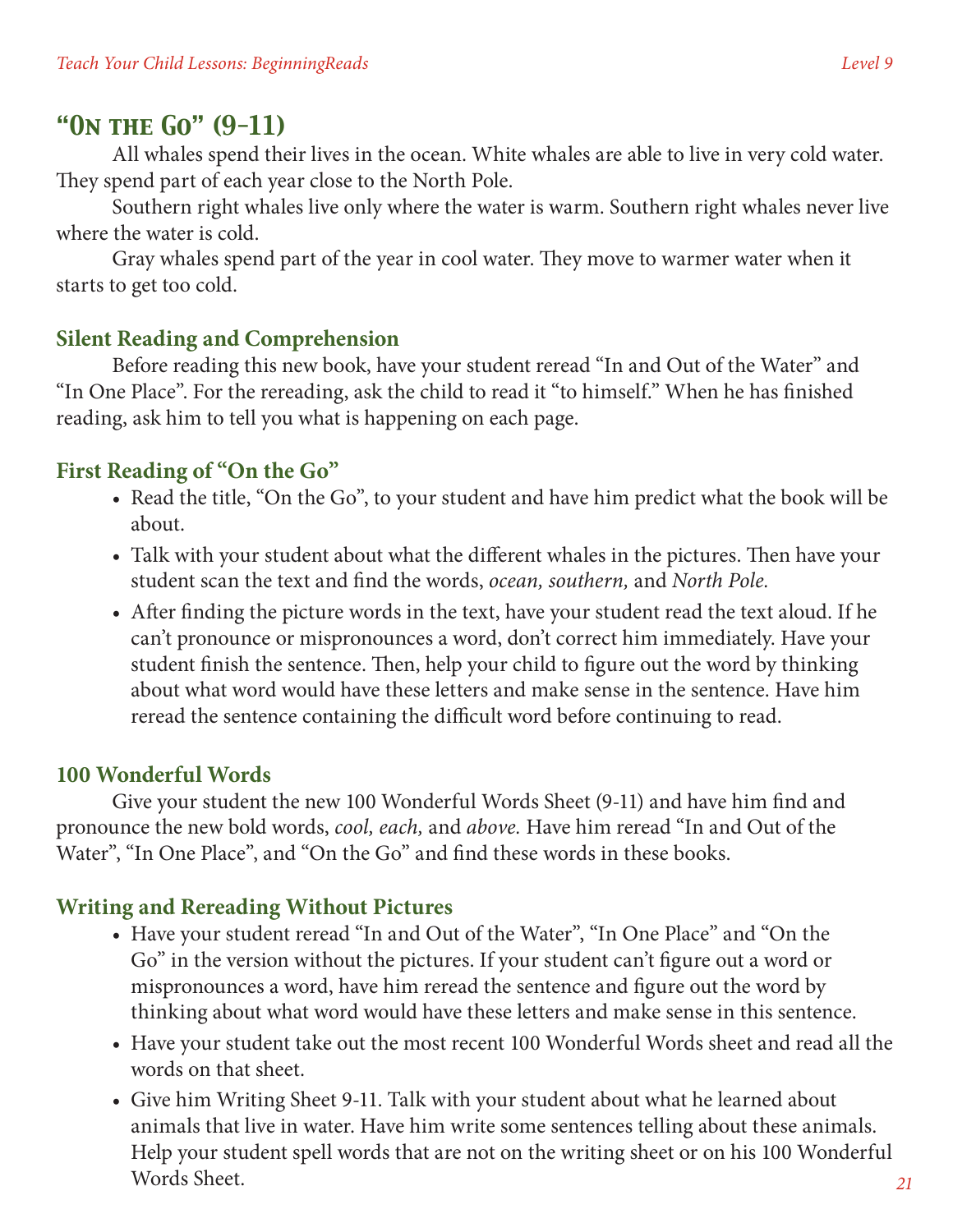## "On the Go" (9-11)

All whales spend their lives in the ocean. White whales are able to live in very cold water. They spend part of each year close to the North Pole.

Southern right whales live only where the water is warm. Southern right whales never live where the water is cold.

Gray whales spend part of the year in cool water. They move to warmer water when it starts to get too cold.

### Silent Reading and Comprehension

Before reading this new book, have your student reread "In and Out of the Water" and "In One Place". For the rereading, ask the child to read it "to himself." When he has finished reading, ask him to tell you what is happening on each page.

### First Reading of "On the Go"

- Read the title, "On the Go", to your student and have him predict what the book will be about.
- Talk with your student about what the different whales in the pictures. Then have your student scan the text and find the words, *ocean, southern,* and *North Pole.*
- After finding the picture words in the text, have your student read the text aloud. If he can't pronounce or mispronounces a word, don't correct him immediately. Have your student finish the sentence. Then, help your child to figure out the word by thinking about what word would have these letters and make sense in the sentence. Have him reread the sentence containing the difficult word before continuing to read.

### 100 Wonderful Words

Give your student the new 100 Wonderful Words Sheet (9-11) and have him find and pronounce the new bold words, *cool, each,* and *above.* Have him reread "In and Out of the Water", "In One Place", and "On the Go" and find these words in these books.

### Writing and Rereading Without Pictures

- Have your student reread "In and Out of the Water", "In One Place" and "On the Go" in the version without the pictures. If your student can't figure out a word or mispronounces a word, have him reread the sentence and figure out the word by thinking about what word would have these letters and make sense in this sentence.
- Have your student take out the most recent 100 Wonderful Words sheet and read all the words on that sheet.
- Give him Writing Sheet 9-11. Talk with your student about what he learned about animals that live in water. Have him write some sentences telling about these animals. Help your student spell words that are not on the writing sheet or on his 100 Wonderful Words Sheet.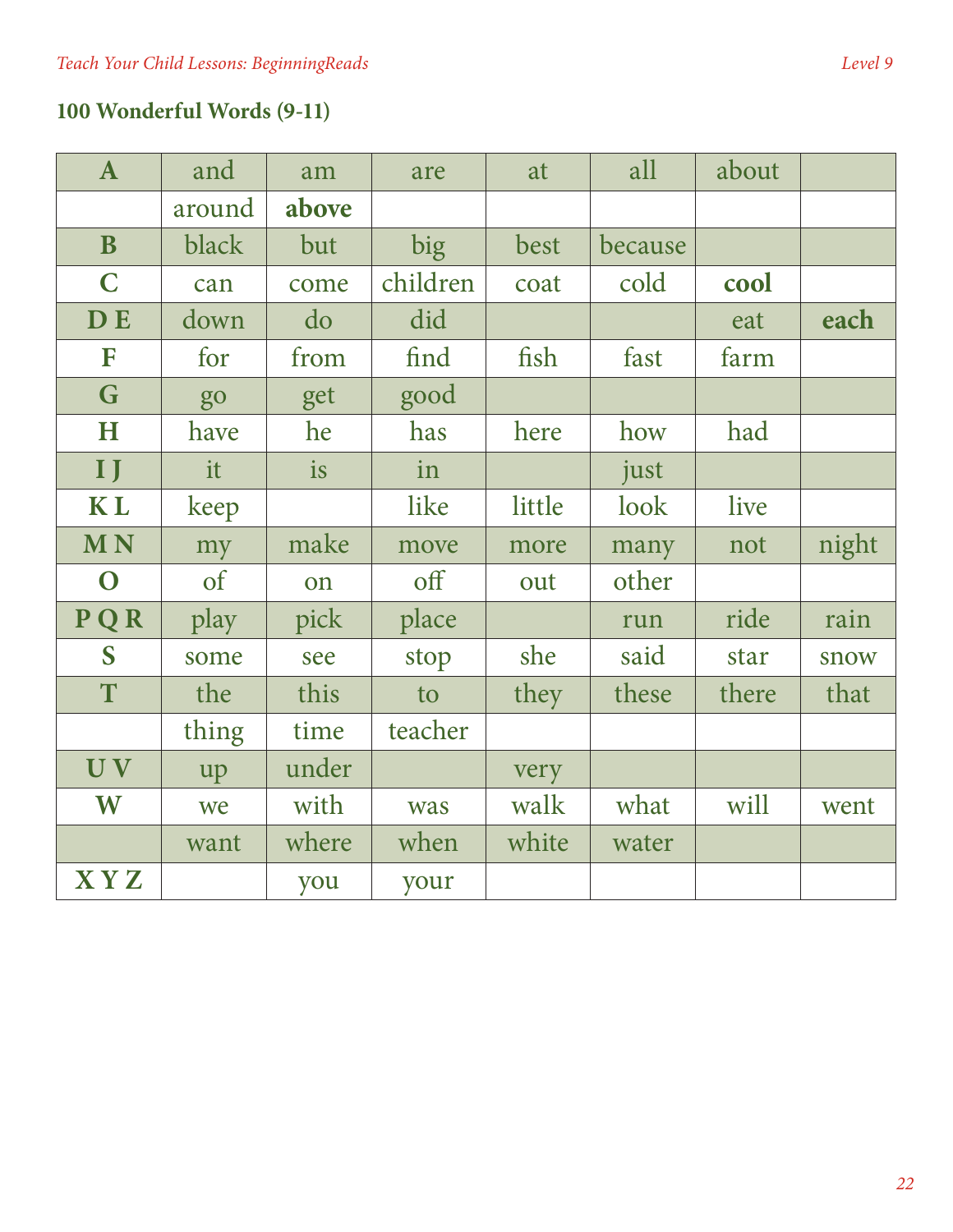## 100 Wonderful Words (9-11)

| | | | | | | | |
|---|---|---|---|---|---|---|---|
| **A** | and | am | are | at | all | about | |
| | around | **above** | | | | | |
| **B** | black | but | big | best | because | | |
| **C** | can | come | children | coat | cold | **cool** | |
| **D E** | down | do | did | | | eat | **each** |
| **F** | for | from | find | fish | fast | farm | |
| **G** | go | get | good | | | | |
| **H** | have | he | has | here | how | had | |
| **I J** | it | is | in | | just | | |
| **K L** | keep | | like | little | look | live | |
| **M N** | my | make | move | more | many | not | night |
| **O** | of | on | off | out | other | | |
| **P Q R** | play | pick | place | | run | ride | rain |
| **S** | some | see | stop | she | said | star | snow |
| **T** | the | this | to | they | these | there | that |
| | thing | time | teacher | | | | |
| **U V** | up | under | | very | | | |
| **W** | we | with | was | walk | what | will | went |
| | want | where | when | white | water | | |
| **X Y Z** | | you | your | | | | |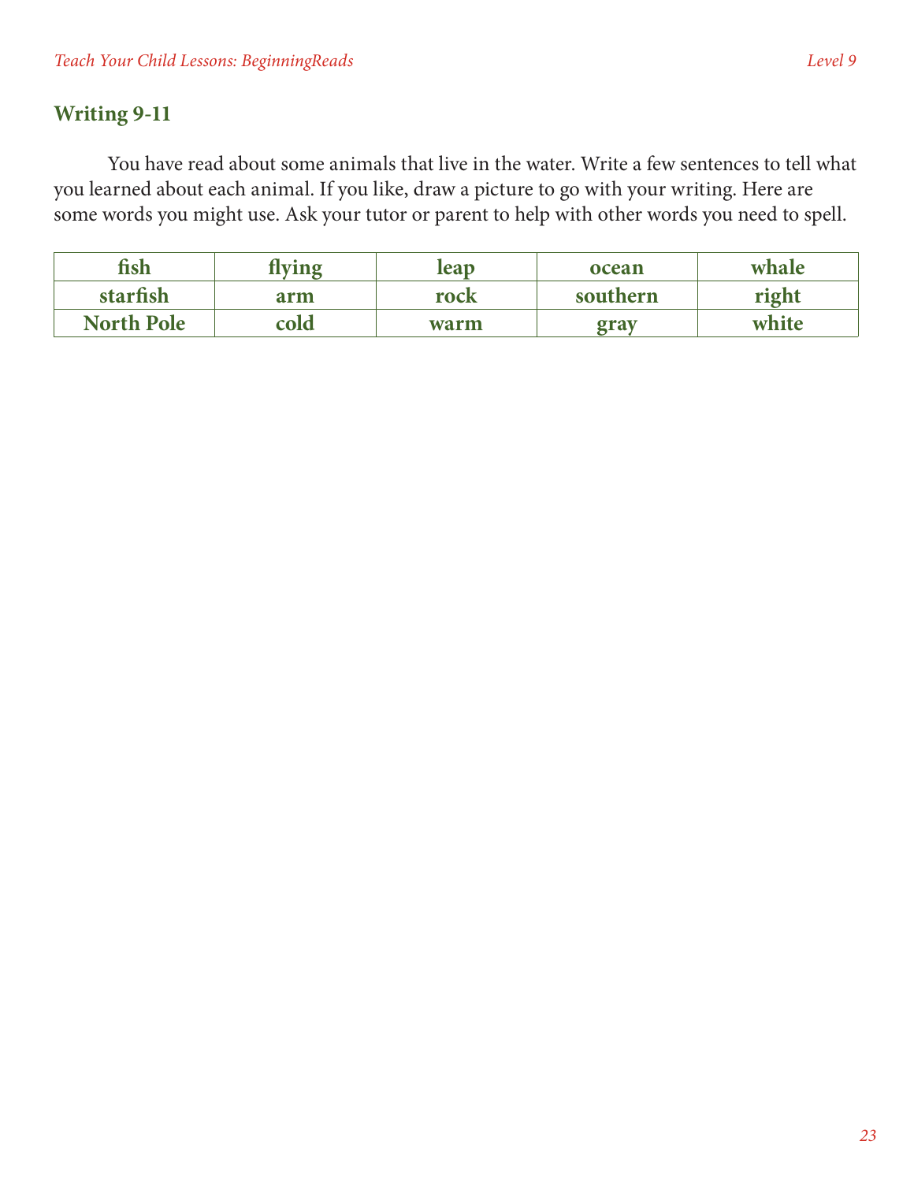## Writing 9-11

You have read about some animals that live in the water. Write a few sentences to tell what you learned about each animal. If you like, draw a picture to go with your writing. Here are some words you might use. Ask your tutor or parent to help with other words you need to spell.

| fish | flying | leap | ocean | whale |
|---|---|---|---|---|
| starfish | arm | rock | southern | right |
| North Pole | cold | warm | gray | white |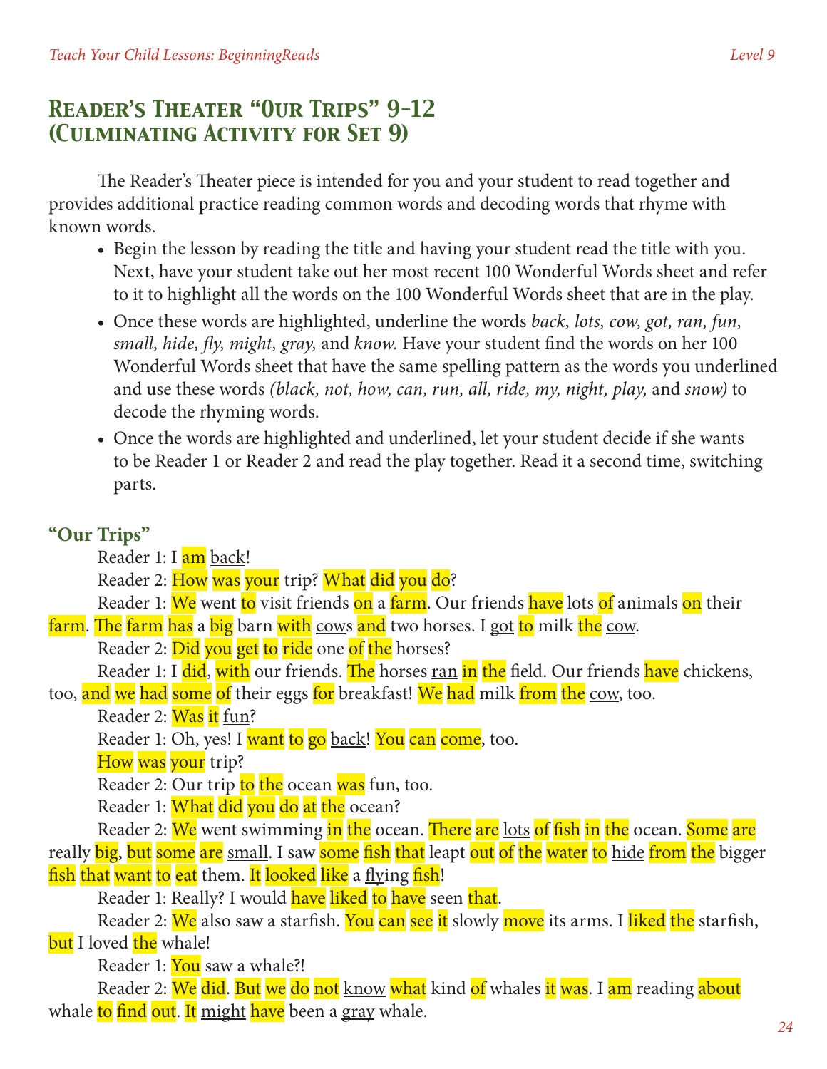## Reader's Theater "Our Trips" 9-12 (Culminating Activity for Set 9)

The Reader's Theater piece is intended for you and your student to read together and provides additional practice reading common words and decoding words that rhyme with known words.

- Begin the lesson by reading the title and having your student read the title with you. Next, have your student take out her most recent 100 Wonderful Words sheet and refer to it to highlight all the words on the 100 Wonderful Words sheet that are in the play.
- Once these words are highlighted, underline the words *back, lots, cow, got, ran, fun, small, hide, fly, might, gray,* and *know.* Have your student find the words on her 100 Wonderful Words sheet that have the same spelling pattern as the words you underlined and use these words *(black, not, how, can, run, all, ride, my, night, play,* and *snow)* to decode the rhyming words.
- Once the words are highlighted and underlined, let your student decide if she wants to be Reader 1 or Reader 2 and read the play together. Read it a second time, switching parts.

### "Our Trips"

Reader 1: I am back!

Reader 2: How was your trip? What did you do?

Reader 1: We went to visit friends on a farm. Our friends have lots of animals on their farm. The farm has a big barn with cows and two horses. I got to milk the cow.

Reader 2: Did you get to ride one of the horses?

Reader 1: I did, with our friends. The horses ran in the field. Our friends have chickens, too, and we had some of their eggs for breakfast! We had milk from the cow, too.

Reader 2: Was it fun?

Reader 1: Oh, yes! I want to go back! You can come, too.

How was your trip?

Reader 2: Our trip to the ocean was fun, too.

Reader 1: What did you do at the ocean?

Reader 2: We went swimming in the ocean. There are lots of fish in the ocean. Some are really big, but some are small. I saw some fish that leapt out of the water to hide from the bigger fish that want to eat them. It looked like a flying fish!

Reader 1: Really? I would have liked to have seen that.

Reader 2: We also saw a starfish. You can see it slowly move its arms. I liked the starfish, but I loved the whale!

Reader 1: You saw a whale?!

Reader 2: We did. But we do not know what kind of whales it was. I am reading about whale to find out. It might have been a gray whale.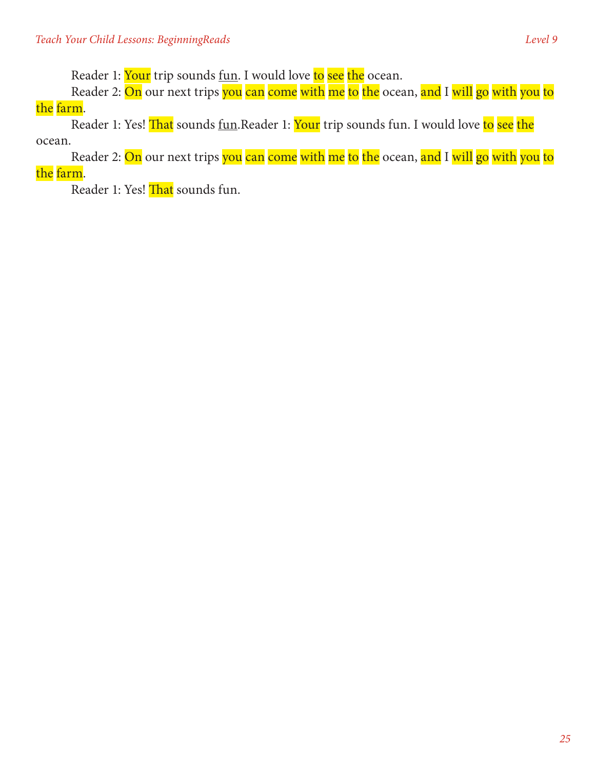Reader 1: Your trip sounds fun. I would love to see the ocean.

Reader 2: On our next trips you can come with me to the ocean, and I will go with you to the farm.

Reader 1: Yes! That sounds fun.Reader 1: Your trip sounds fun. I would love to see the ocean.

Reader 2: On our next trips you can come with me to the ocean, and I will go with you to the farm.

Reader 1: Yes! That sounds fun.